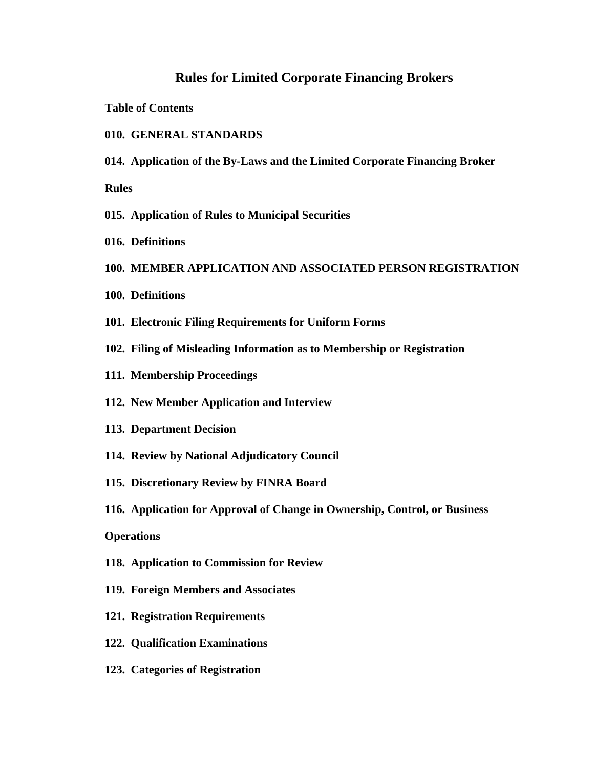# Rules for Limited Corporate Financing Brokers

**Table of Contents**

**010. GENERAL STANDARDS**

**014. Application of the By-Laws and the Limited Corporate Financing Broker Rules**

**015. Application of Rules to Municipal Securities**

**016. Definitions**

**100. MEMBER APPLICATION AND ASSOCIATED PERSON REGISTRATION**

**100. Definitions**

**101. Electronic Filing Requirements for Uniform Forms**

**102. Filing of Misleading Information as to Membership or Registration**

**111. Membership Proceedings**

**112. New Member Application and Interview**

**113. Department Decision**

**114. Review by National Adjudicatory Council**

**115. Discretionary Review by FINRA Board**

**116. Application for Approval of Change in Ownership, Control, or Business Operations**

**118. Application to Commission for Review**

**119. Foreign Members and Associates**

**121. Registration Requirements**

**122. Qualification Examinations**

**123. Categories of Registration**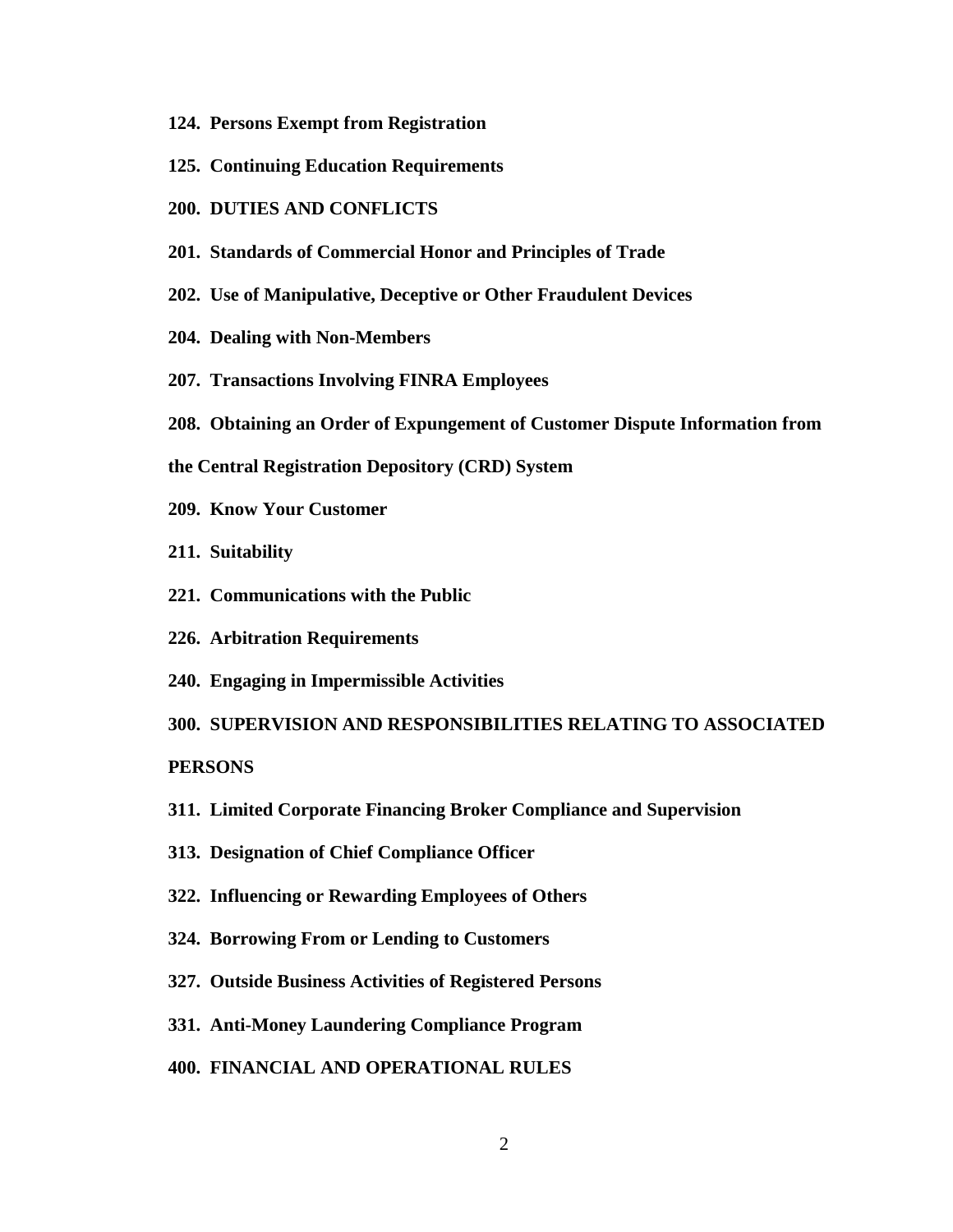**124. Persons Exempt from Registration**

**125. Continuing Education Requirements**

**200. DUTIES AND CONFLICTS**

**201. Standards of Commercial Honor and Principles of Trade**

**202. Use of Manipulative, Deceptive or Other Fraudulent Devices**

**204. Dealing with Non-Members**

**207. Transactions Involving FINRA Employees**

**208. Obtaining an Order of Expungement of Customer Dispute Information from the Central Registration Depository (CRD) System**

**209. Know Your Customer**

**211. Suitability**

**221. Communications with the Public**

**226. Arbitration Requirements**

**240. Engaging in Impermissible Activities**

**300. SUPERVISION AND RESPONSIBILITIES RELATING TO ASSOCIATED PERSONS**

**311. Limited Corporate Financing Broker Compliance and Supervision**

**313. Designation of Chief Compliance Officer**

**322. Influencing or Rewarding Employees of Others**

**324. Borrowing From or Lending to Customers**

**327. Outside Business Activities of Registered Persons**

**331. Anti-Money Laundering Compliance Program**

**400. FINANCIAL AND OPERATIONAL RULES**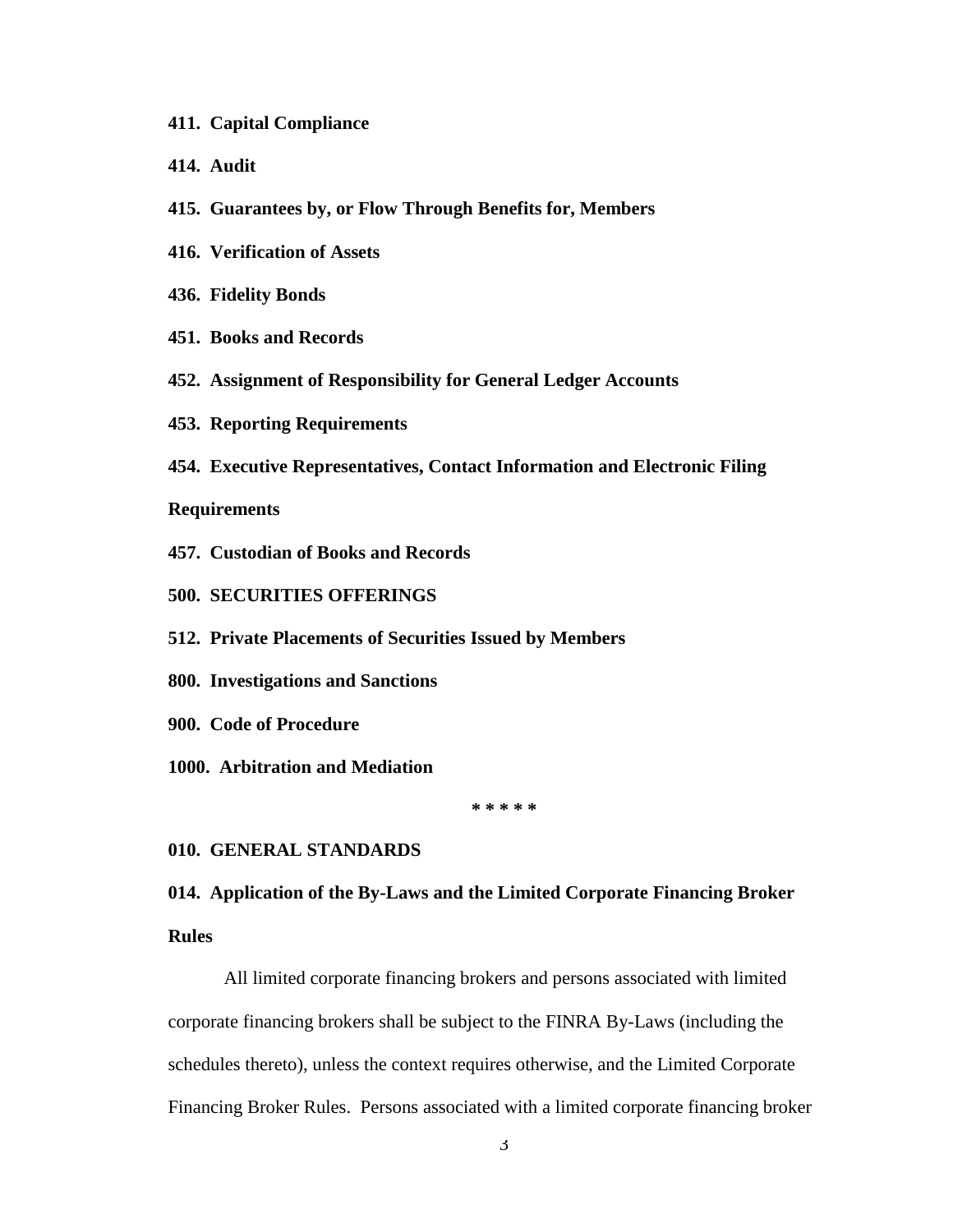**411. Capital Compliance**

**414. Audit**

**415. Guarantees by, or Flow Through Benefits for, Members**

**416. Verification of Assets**

**436. Fidelity Bonds**

**451. Books and Records**

**452. Assignment of Responsibility for General Ledger Accounts**

**453. Reporting Requirements**

**454. Executive Representatives, Contact Information and Electronic Filing Requirements**

**457. Custodian of Books and Records**

**500. SECURITIES OFFERINGS**

**512. Private Placements of Securities Issued by Members**

**800. Investigations and Sanctions**

**900. Code of Procedure**

**1000. Arbitration and Mediation**

\* \* \* \* \*

## 010. GENERAL STANDARDS

### 014. Application of the By-Laws and the Limited Corporate Financing Broker Rules

All limited corporate financing brokers and persons associated with limited corporate financing brokers shall be subject to the FINRA By-Laws (including the schedules thereto), unless the context requires otherwise, and the Limited Corporate Financing Broker Rules. Persons associated with a limited corporate financing broker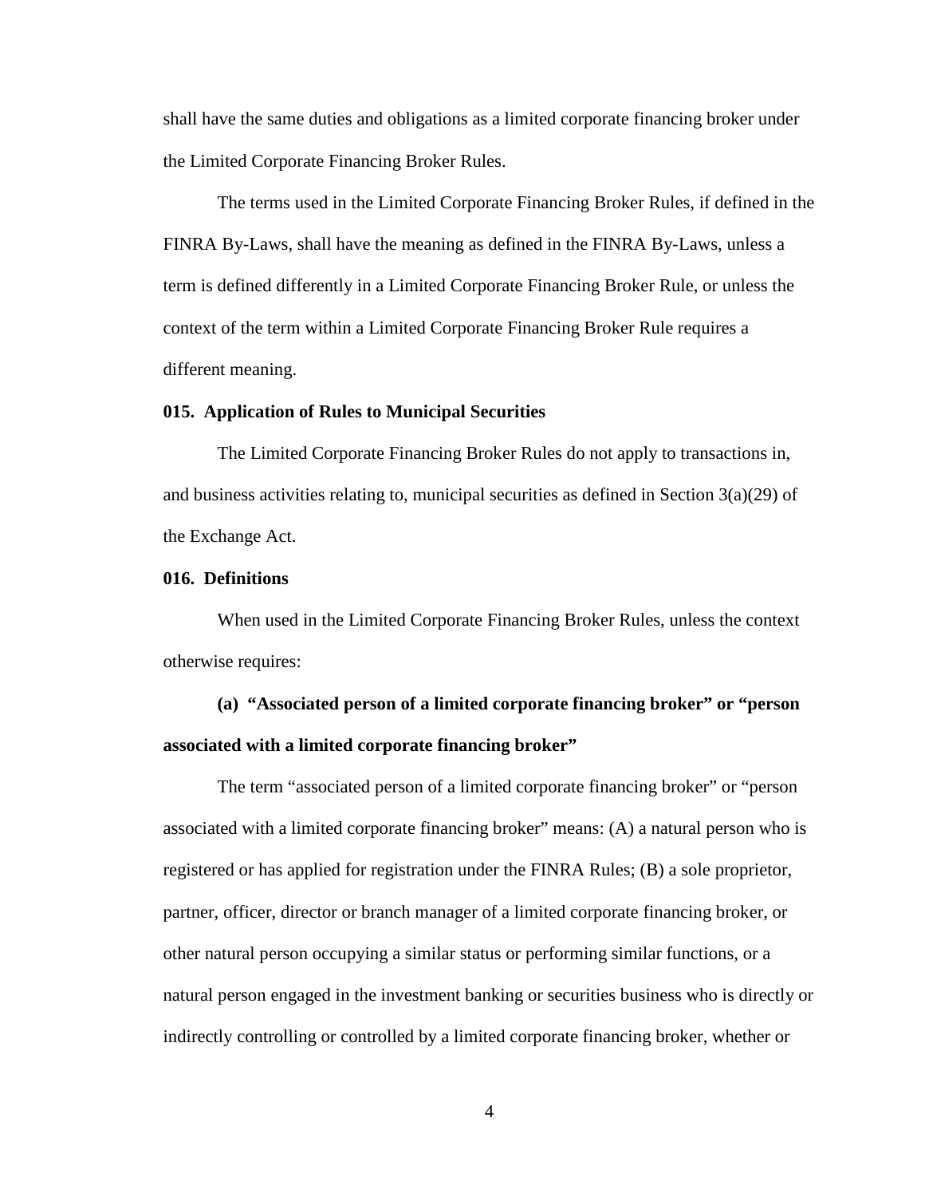shall have the same duties and obligations as a limited corporate financing broker under the Limited Corporate Financing Broker Rules.

The terms used in the Limited Corporate Financing Broker Rules, if defined in the FINRA By-Laws, shall have the meaning as defined in the FINRA By-Laws, unless a term is defined differently in a Limited Corporate Financing Broker Rule, or unless the context of the term within a Limited Corporate Financing Broker Rule requires a different meaning.

**015. Application of Rules to Municipal Securities**

The Limited Corporate Financing Broker Rules do not apply to transactions in, and business activities relating to, municipal securities as defined in Section 3(a)(29) of the Exchange Act.

**016. Definitions**

When used in the Limited Corporate Financing Broker Rules, unless the context otherwise requires:

**(a) "Associated person of a limited corporate financing broker" or "person associated with a limited corporate financing broker"**

The term "associated person of a limited corporate financing broker" or "person associated with a limited corporate financing broker" means: (A) a natural person who is registered or has applied for registration under the FINRA Rules; (B) a sole proprietor, partner, officer, director or branch manager of a limited corporate financing broker, or other natural person occupying a similar status or performing similar functions, or a natural person engaged in the investment banking or securities business who is directly or indirectly controlling or controlled by a limited corporate financing broker, whether or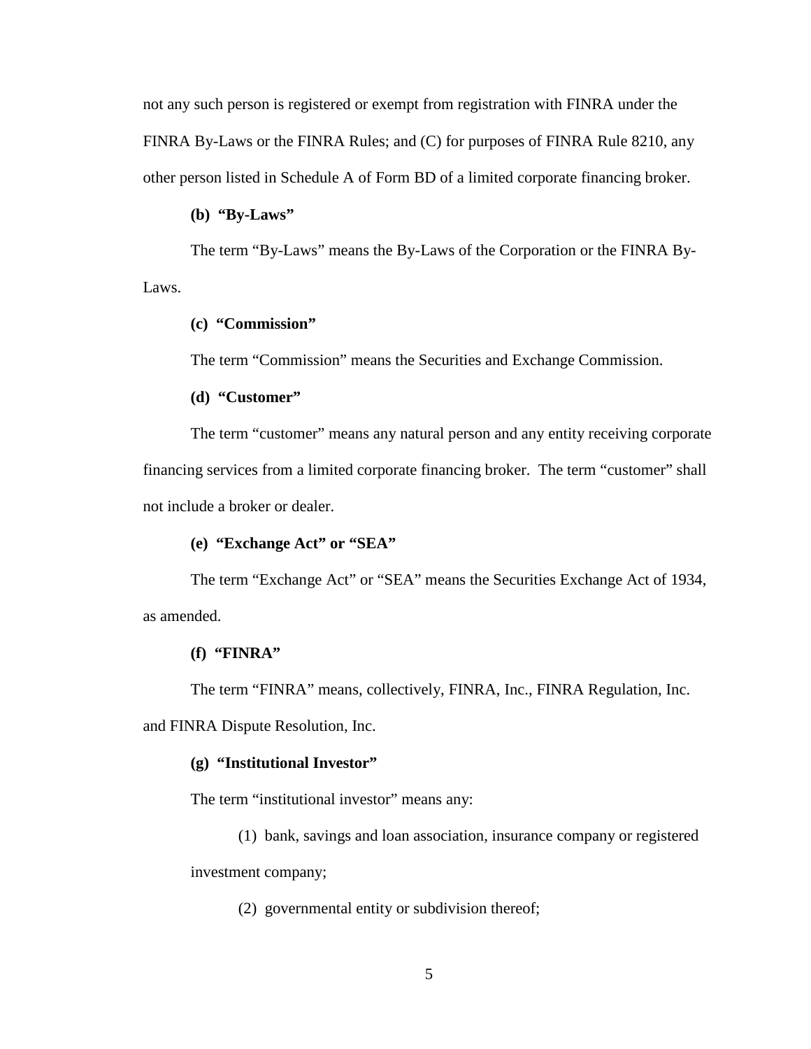not any such person is registered or exempt from registration with FINRA under the FINRA By-Laws or the FINRA Rules; and (C) for purposes of FINRA Rule 8210, any other person listed in Schedule A of Form BD of a limited corporate financing broker.

**(b) "By-Laws"**

The term "By-Laws" means the By-Laws of the Corporation or the FINRA By-Laws.

**(c) "Commission"**

The term "Commission" means the Securities and Exchange Commission.

**(d) "Customer"**

The term "customer" means any natural person and any entity receiving corporate financing services from a limited corporate financing broker. The term "customer" shall not include a broker or dealer.

**(e) "Exchange Act" or "SEA"**

The term "Exchange Act" or "SEA" means the Securities Exchange Act of 1934, as amended.

**(f) "FINRA"**

The term "FINRA" means, collectively, FINRA, Inc., FINRA Regulation, Inc. and FINRA Dispute Resolution, Inc.

**(g) "Institutional Investor"**

The term "institutional investor" means any:

(1) bank, savings and loan association, insurance company or registered investment company;

(2) governmental entity or subdivision thereof;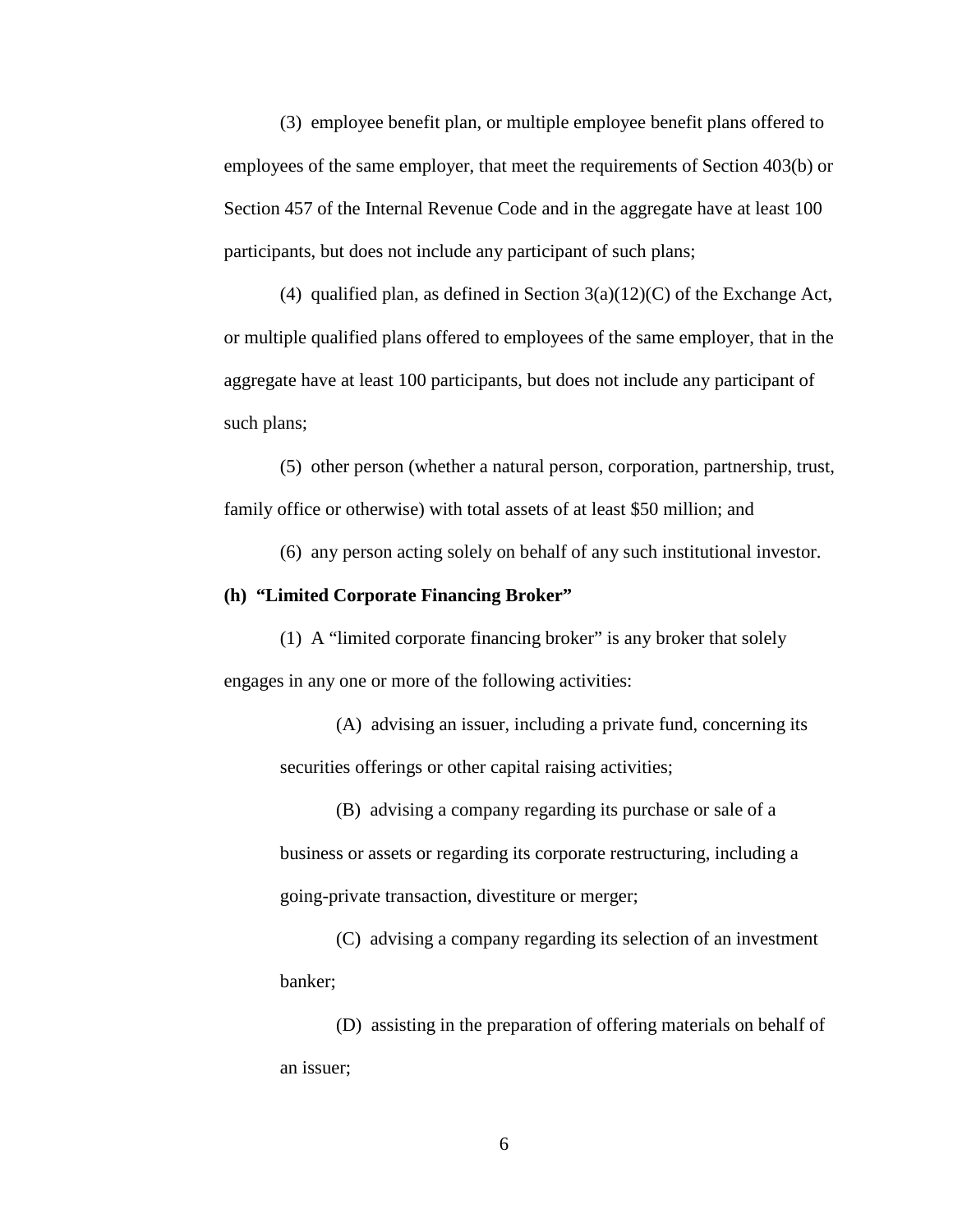(3) employee benefit plan, or multiple employee benefit plans offered to employees of the same employer, that meet the requirements of Section 403(b) or Section 457 of the Internal Revenue Code and in the aggregate have at least 100 participants, but does not include any participant of such plans;

(4) qualified plan, as defined in Section 3(a)(12)(C) of the Exchange Act, or multiple qualified plans offered to employees of the same employer, that in the aggregate have at least 100 participants, but does not include any participant of such plans;

(5) other person (whether a natural person, corporation, partnership, trust, family office or otherwise) with total assets of at least $50 million; and

(6) any person acting solely on behalf of any such institutional investor.

**(h) "Limited Corporate Financing Broker"**

(1) A "limited corporate financing broker" is any broker that solely engages in any one or more of the following activities:

(A) advising an issuer, including a private fund, concerning its securities offerings or other capital raising activities;

(B) advising a company regarding its purchase or sale of a business or assets or regarding its corporate restructuring, including a going-private transaction, divestiture or merger;

(C) advising a company regarding its selection of an investment banker;

(D) assisting in the preparation of offering materials on behalf of an issuer;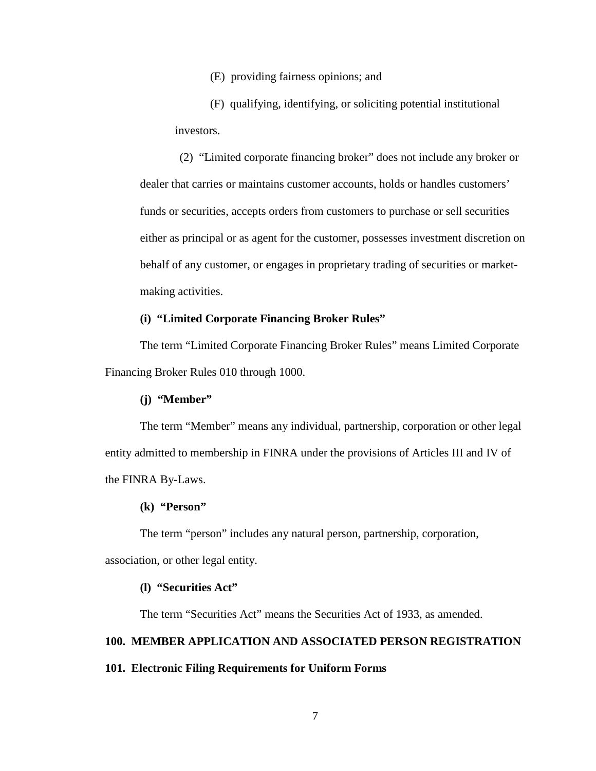(E) providing fairness opinions; and

(F) qualifying, identifying, or soliciting potential institutional investors.

(2) "Limited corporate financing broker" does not include any broker or dealer that carries or maintains customer accounts, holds or handles customers' funds or securities, accepts orders from customers to purchase or sell securities either as principal or as agent for the customer, possesses investment discretion on behalf of any customer, or engages in proprietary trading of securities or market-making activities.

**(i) "Limited Corporate Financing Broker Rules"**

The term "Limited Corporate Financing Broker Rules" means Limited Corporate Financing Broker Rules 010 through 1000.

**(j) "Member"**

The term "Member" means any individual, partnership, corporation or other legal entity admitted to membership in FINRA under the provisions of Articles III and IV of the FINRA By-Laws.

**(k) "Person"**

The term "person" includes any natural person, partnership, corporation, association, or other legal entity.

**(l) "Securities Act"**

The term "Securities Act" means the Securities Act of 1933, as amended.

## 100. MEMBER APPLICATION AND ASSOCIATED PERSON REGISTRATION

### 101. Electronic Filing Requirements for Uniform Forms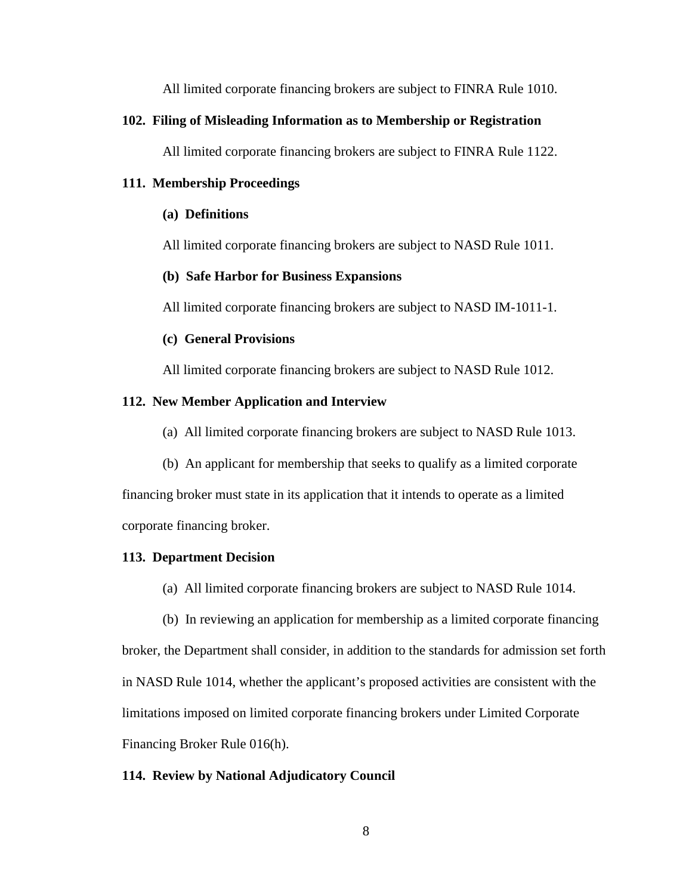All limited corporate financing brokers are subject to FINRA Rule 1010.

**102. Filing of Misleading Information as to Membership or Registration**

All limited corporate financing brokers are subject to FINRA Rule 1122.

**111. Membership Proceedings**

**(a) Definitions**

All limited corporate financing brokers are subject to NASD Rule 1011.

**(b) Safe Harbor for Business Expansions**

All limited corporate financing brokers are subject to NASD IM-1011-1.

**(c) General Provisions**

All limited corporate financing brokers are subject to NASD Rule 1012.

**112. New Member Application and Interview**

(a) All limited corporate financing brokers are subject to NASD Rule 1013.

(b) An applicant for membership that seeks to qualify as a limited corporate financing broker must state in its application that it intends to operate as a limited corporate financing broker.

**113. Department Decision**

(a) All limited corporate financing brokers are subject to NASD Rule 1014.

(b) In reviewing an application for membership as a limited corporate financing broker, the Department shall consider, in addition to the standards for admission set forth in NASD Rule 1014, whether the applicant's proposed activities are consistent with the limitations imposed on limited corporate financing brokers under Limited Corporate Financing Broker Rule 016(h).

**114. Review by National Adjudicatory Council**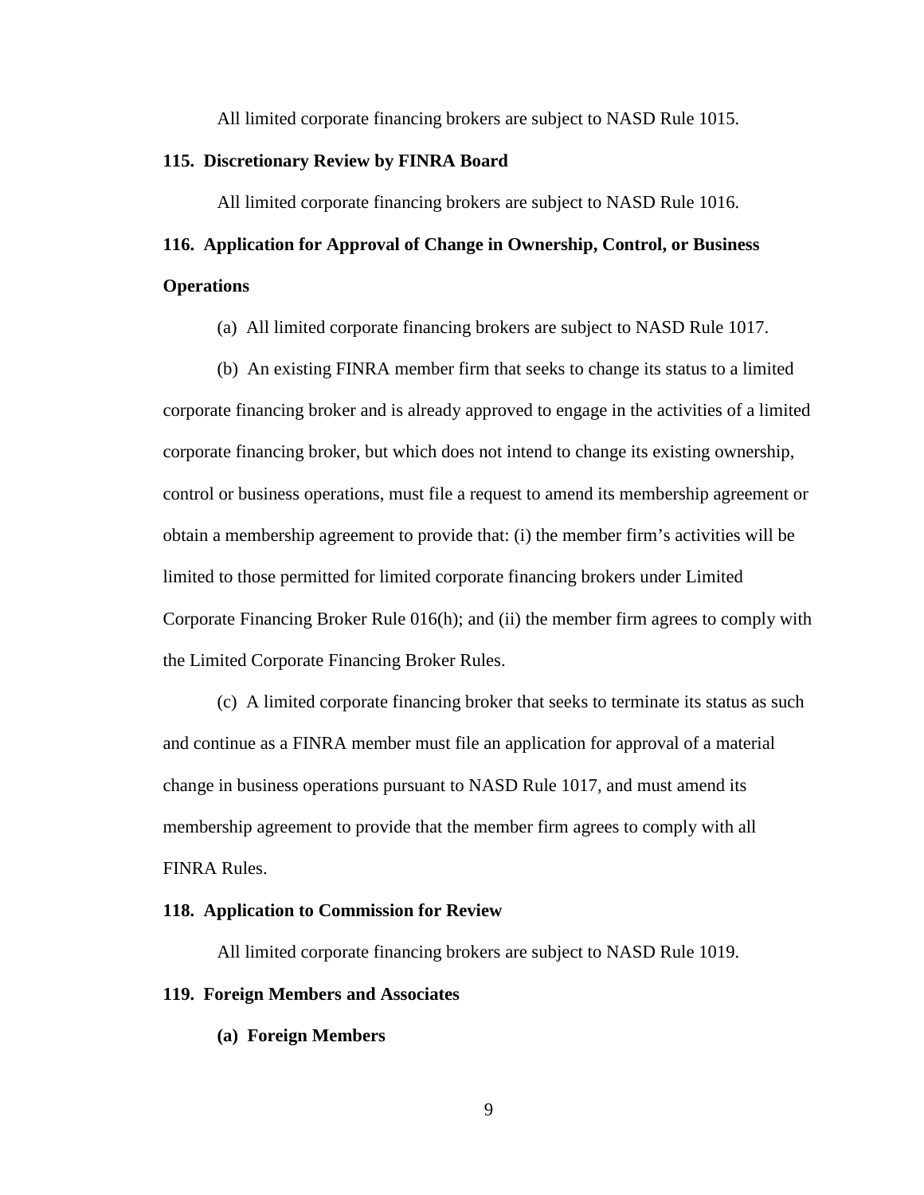All limited corporate financing brokers are subject to NASD Rule 1015.

**115. Discretionary Review by FINRA Board**

All limited corporate financing brokers are subject to NASD Rule 1016.

**116. Application for Approval of Change in Ownership, Control, or Business Operations**

(a) All limited corporate financing brokers are subject to NASD Rule 1017.

(b) An existing FINRA member firm that seeks to change its status to a limited corporate financing broker and is already approved to engage in the activities of a limited corporate financing broker, but which does not intend to change its existing ownership, control or business operations, must file a request to amend its membership agreement or obtain a membership agreement to provide that: (i) the member firm's activities will be limited to those permitted for limited corporate financing brokers under Limited Corporate Financing Broker Rule 016(h); and (ii) the member firm agrees to comply with the Limited Corporate Financing Broker Rules.

(c) A limited corporate financing broker that seeks to terminate its status as such and continue as a FINRA member must file an application for approval of a material change in business operations pursuant to NASD Rule 1017, and must amend its membership agreement to provide that the member firm agrees to comply with all FINRA Rules.

**118. Application to Commission for Review**

All limited corporate financing brokers are subject to NASD Rule 1019.

**119. Foreign Members and Associates**

**(a) Foreign Members**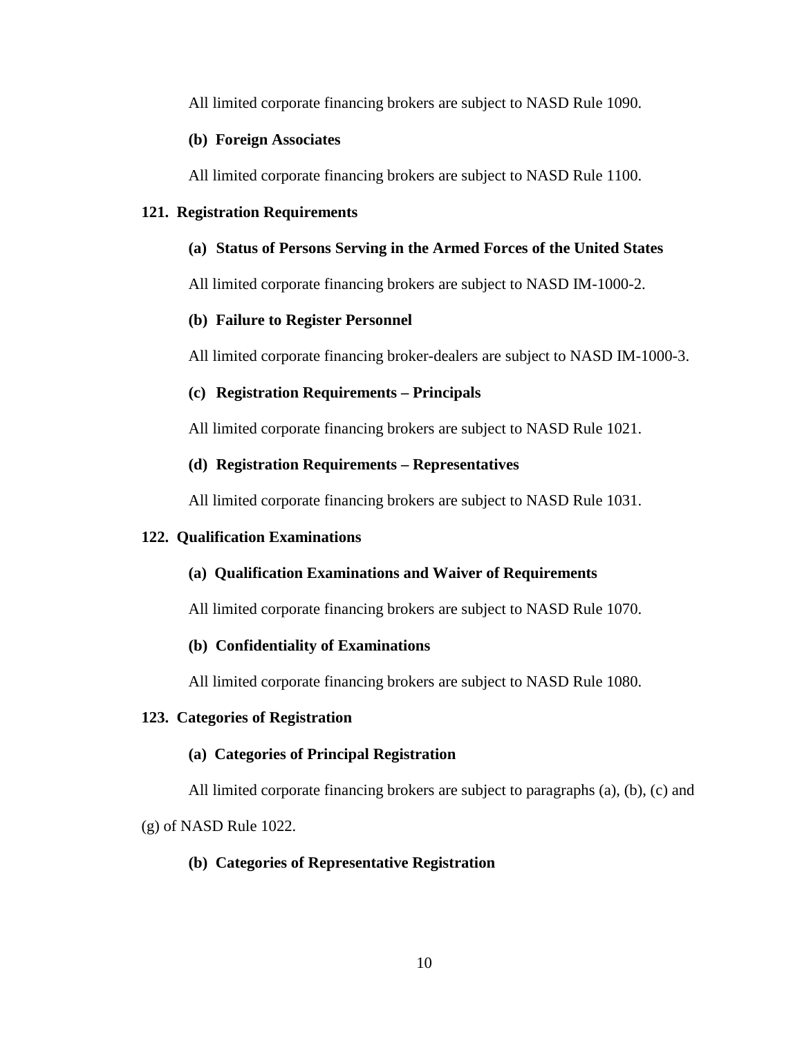All limited corporate financing brokers are subject to NASD Rule 1090.

**(b) Foreign Associates**

All limited corporate financing brokers are subject to NASD Rule 1100.

### 121. Registration Requirements

**(a) Status of Persons Serving in the Armed Forces of the United States**

All limited corporate financing brokers are subject to NASD IM-1000-2.

**(b) Failure to Register Personnel**

All limited corporate financing broker-dealers are subject to NASD IM-1000-3.

**(c) Registration Requirements – Principals**

All limited corporate financing brokers are subject to NASD Rule 1021.

**(d) Registration Requirements – Representatives**

All limited corporate financing brokers are subject to NASD Rule 1031.

### 122. Qualification Examinations

**(a) Qualification Examinations and Waiver of Requirements**

All limited corporate financing brokers are subject to NASD Rule 1070.

**(b) Confidentiality of Examinations**

All limited corporate financing brokers are subject to NASD Rule 1080.

### 123. Categories of Registration

**(a) Categories of Principal Registration**

All limited corporate financing brokers are subject to paragraphs (a), (b), (c) and (g) of NASD Rule 1022.

**(b) Categories of Representative Registration**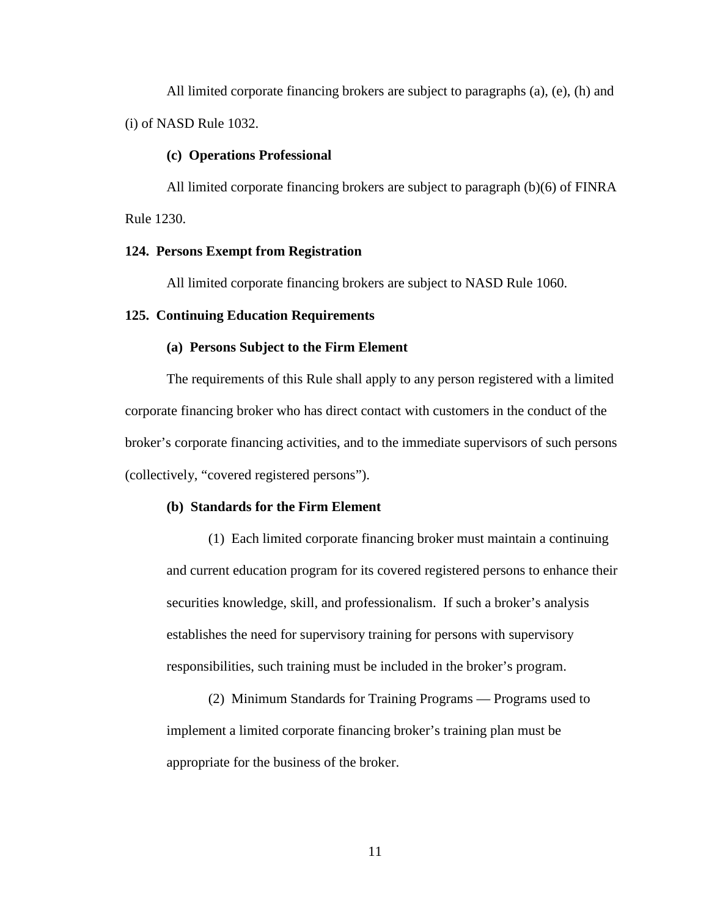All limited corporate financing brokers are subject to paragraphs (a), (e), (h) and (i) of NASD Rule 1032.

**(c) Operations Professional**

All limited corporate financing brokers are subject to paragraph (b)(6) of FINRA Rule 1230.

**124. Persons Exempt from Registration**

All limited corporate financing brokers are subject to NASD Rule 1060.

**125. Continuing Education Requirements**

**(a) Persons Subject to the Firm Element**

The requirements of this Rule shall apply to any person registered with a limited corporate financing broker who has direct contact with customers in the conduct of the broker's corporate financing activities, and to the immediate supervisors of such persons (collectively, "covered registered persons").

**(b) Standards for the Firm Element**

(1) Each limited corporate financing broker must maintain a continuing and current education program for its covered registered persons to enhance their securities knowledge, skill, and professionalism. If such a broker's analysis establishes the need for supervisory training for persons with supervisory responsibilities, such training must be included in the broker's program.

(2) Minimum Standards for Training Programs — Programs used to implement a limited corporate financing broker's training plan must be appropriate for the business of the broker.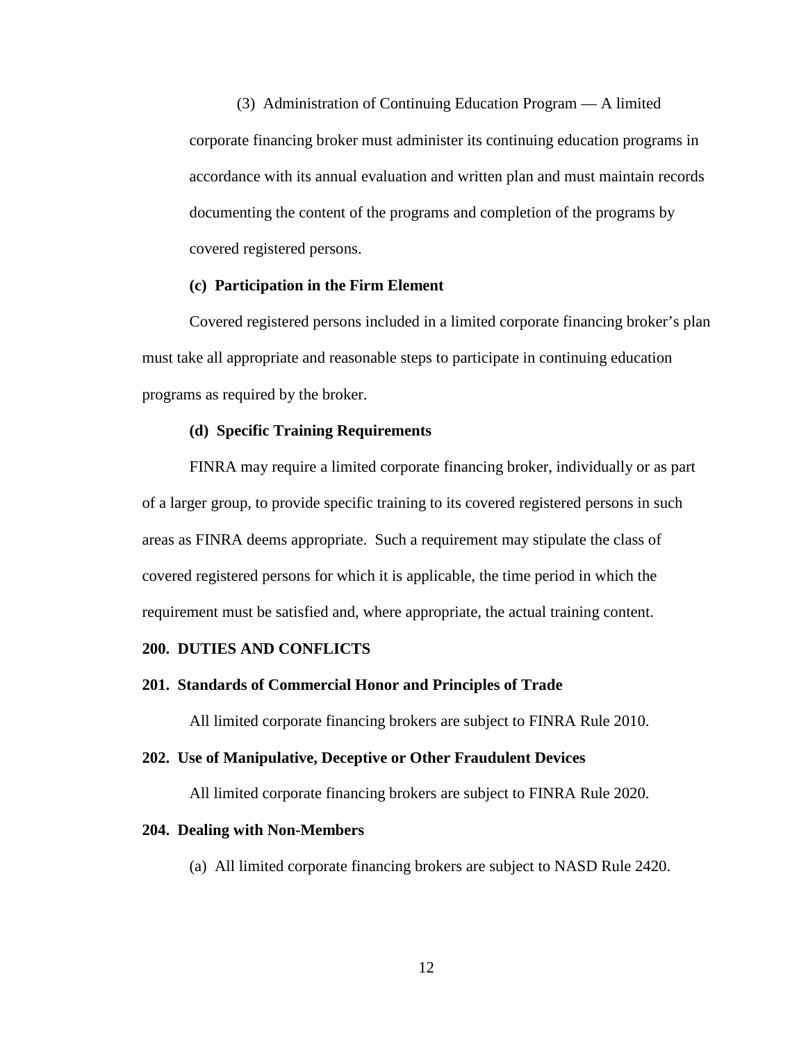(3) Administration of Continuing Education Program — A limited corporate financing broker must administer its continuing education programs in accordance with its annual evaluation and written plan and must maintain records documenting the content of the programs and completion of the programs by covered registered persons.

**(c) Participation in the Firm Element**

Covered registered persons included in a limited corporate financing broker's plan must take all appropriate and reasonable steps to participate in continuing education programs as required by the broker.

**(d) Specific Training Requirements**

FINRA may require a limited corporate financing broker, individually or as part of a larger group, to provide specific training to its covered registered persons in such areas as FINRA deems appropriate. Such a requirement may stipulate the class of covered registered persons for which it is applicable, the time period in which the requirement must be satisfied and, where appropriate, the actual training content.

## 200. DUTIES AND CONFLICTS

### 201. Standards of Commercial Honor and Principles of Trade

All limited corporate financing brokers are subject to FINRA Rule 2010.

### 202. Use of Manipulative, Deceptive or Other Fraudulent Devices

All limited corporate financing brokers are subject to FINRA Rule 2020.

### 204. Dealing with Non-Members

(a) All limited corporate financing brokers are subject to NASD Rule 2420.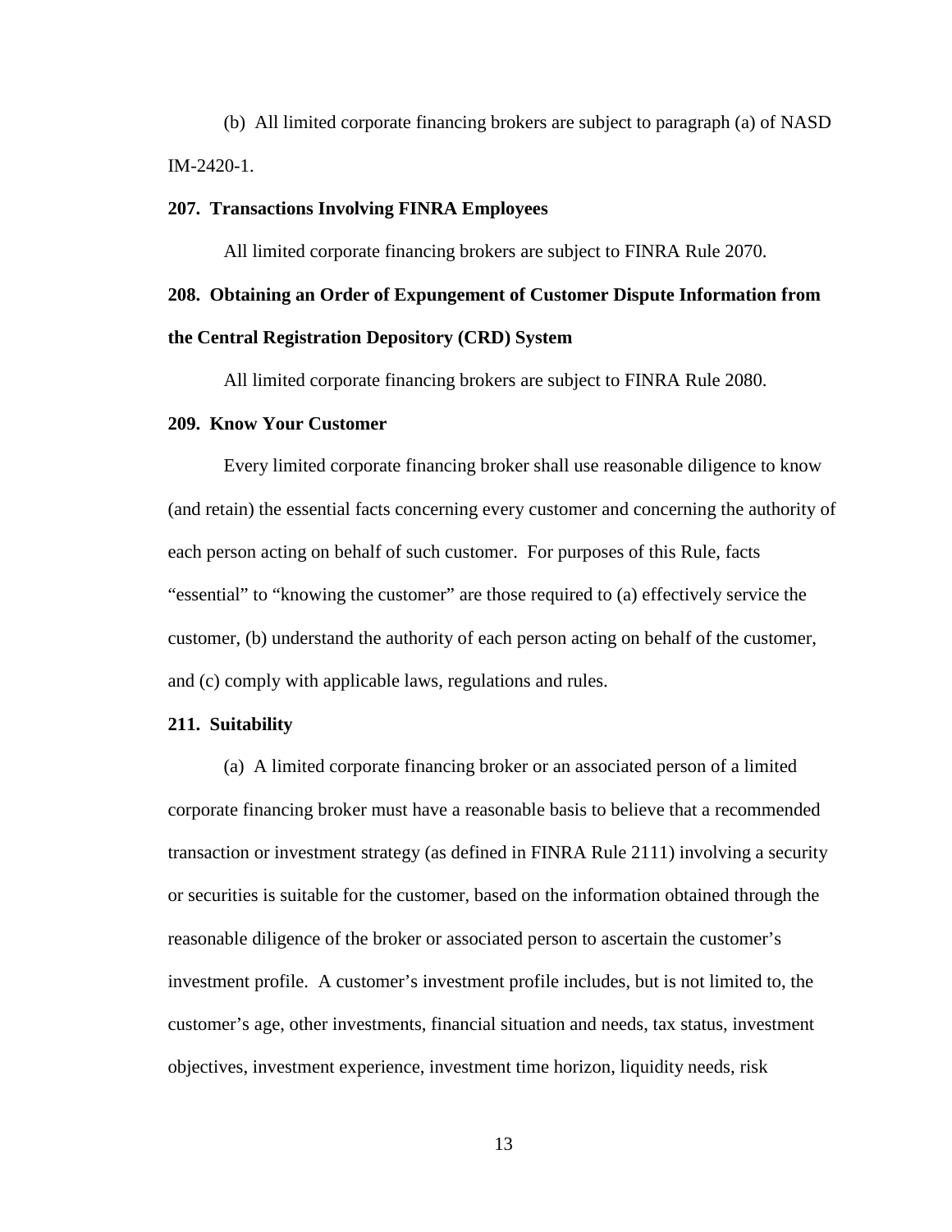(b) All limited corporate financing brokers are subject to paragraph (a) of NASD IM-2420-1.

**207. Transactions Involving FINRA Employees**

All limited corporate financing brokers are subject to FINRA Rule 2070.

**208. Obtaining an Order of Expungement of Customer Dispute Information from the Central Registration Depository (CRD) System**

All limited corporate financing brokers are subject to FINRA Rule 2080.

**209. Know Your Customer**

Every limited corporate financing broker shall use reasonable diligence to know (and retain) the essential facts concerning every customer and concerning the authority of each person acting on behalf of such customer. For purposes of this Rule, facts "essential" to "knowing the customer" are those required to (a) effectively service the customer, (b) understand the authority of each person acting on behalf of the customer, and (c) comply with applicable laws, regulations and rules.

**211. Suitability**

(a) A limited corporate financing broker or an associated person of a limited corporate financing broker must have a reasonable basis to believe that a recommended transaction or investment strategy (as defined in FINRA Rule 2111) involving a security or securities is suitable for the customer, based on the information obtained through the reasonable diligence of the broker or associated person to ascertain the customer's investment profile. A customer's investment profile includes, but is not limited to, the customer's age, other investments, financial situation and needs, tax status, investment objectives, investment experience, investment time horizon, liquidity needs, risk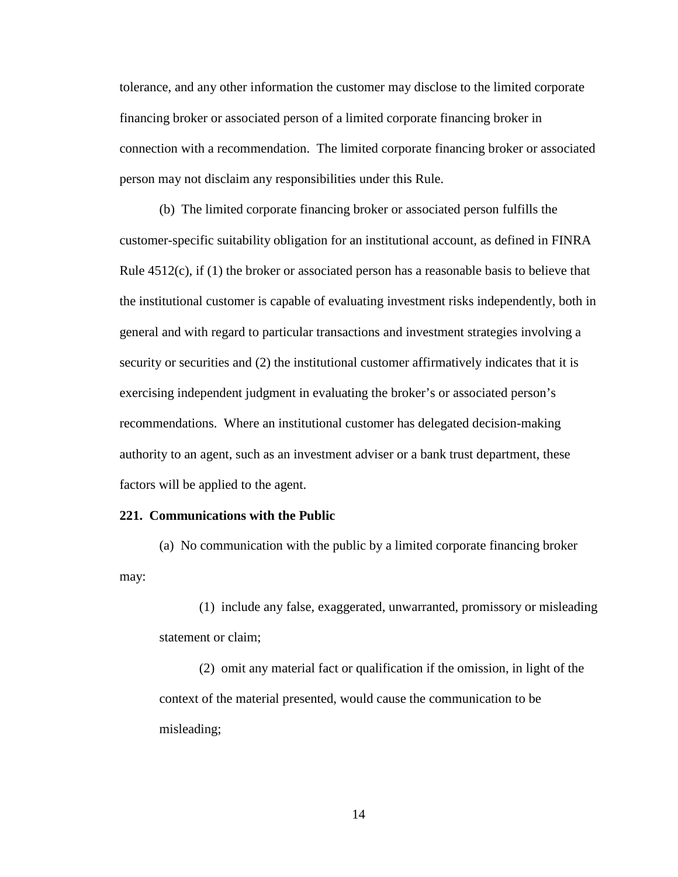tolerance, and any other information the customer may disclose to the limited corporate financing broker or associated person of a limited corporate financing broker in connection with a recommendation. The limited corporate financing broker or associated person may not disclaim any responsibilities under this Rule.

(b) The limited corporate financing broker or associated person fulfills the customer-specific suitability obligation for an institutional account, as defined in FINRA Rule 4512(c), if (1) the broker or associated person has a reasonable basis to believe that the institutional customer is capable of evaluating investment risks independently, both in general and with regard to particular transactions and investment strategies involving a security or securities and (2) the institutional customer affirmatively indicates that it is exercising independent judgment in evaluating the broker's or associated person's recommendations. Where an institutional customer has delegated decision-making authority to an agent, such as an investment adviser or a bank trust department, these factors will be applied to the agent.

**221. Communications with the Public**

(a) No communication with the public by a limited corporate financing broker may:

(1) include any false, exaggerated, unwarranted, promissory or misleading statement or claim;

(2) omit any material fact or qualification if the omission, in light of the context of the material presented, would cause the communication to be misleading;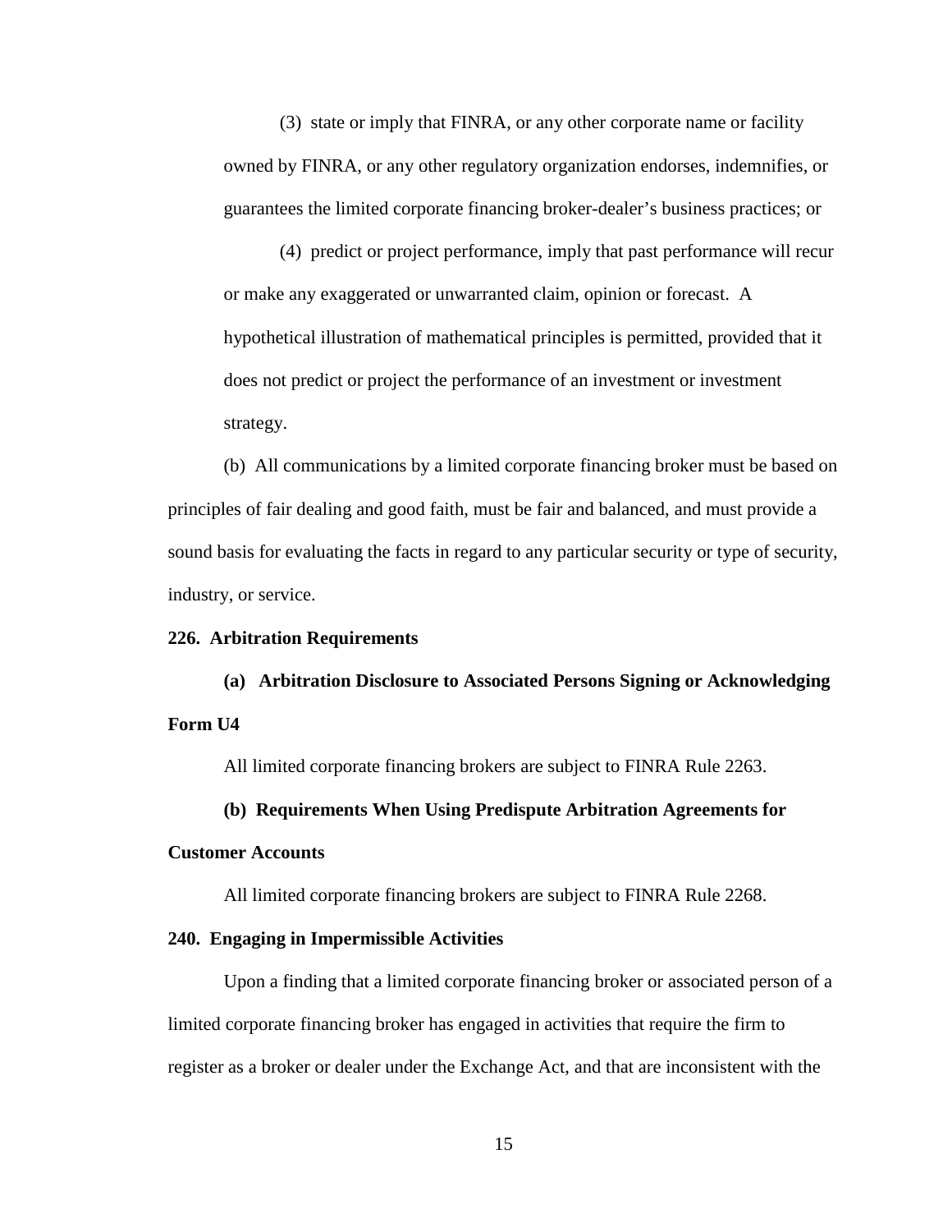(3) state or imply that FINRA, or any other corporate name or facility owned by FINRA, or any other regulatory organization endorses, indemnifies, or guarantees the limited corporate financing broker-dealer's business practices; or

(4) predict or project performance, imply that past performance will recur or make any exaggerated or unwarranted claim, opinion or forecast. A hypothetical illustration of mathematical principles is permitted, provided that it does not predict or project the performance of an investment or investment strategy.

(b) All communications by a limited corporate financing broker must be based on principles of fair dealing and good faith, must be fair and balanced, and must provide a sound basis for evaluating the facts in regard to any particular security or type of security, industry, or service.

**226. Arbitration Requirements**

**(a) Arbitration Disclosure to Associated Persons Signing or Acknowledging Form U4**

All limited corporate financing brokers are subject to FINRA Rule 2263.

**(b) Requirements When Using Predispute Arbitration Agreements for Customer Accounts**

All limited corporate financing brokers are subject to FINRA Rule 2268.

**240. Engaging in Impermissible Activities**

Upon a finding that a limited corporate financing broker or associated person of a limited corporate financing broker has engaged in activities that require the firm to register as a broker or dealer under the Exchange Act, and that are inconsistent with the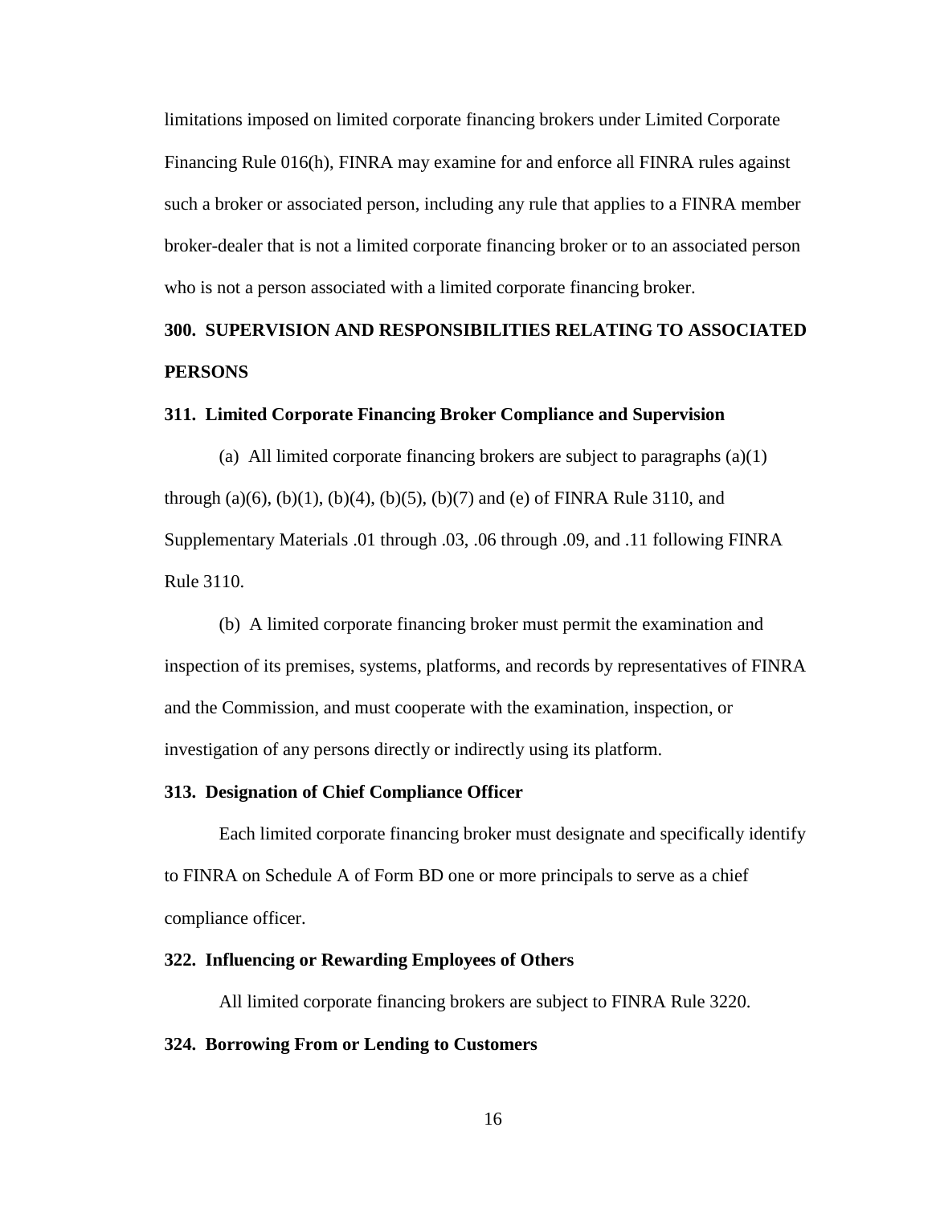limitations imposed on limited corporate financing brokers under Limited Corporate Financing Rule 016(h), FINRA may examine for and enforce all FINRA rules against such a broker or associated person, including any rule that applies to a FINRA member broker-dealer that is not a limited corporate financing broker or to an associated person who is not a person associated with a limited corporate financing broker.

## 300. SUPERVISION AND RESPONSIBILITIES RELATING TO ASSOCIATED PERSONS

### 311. Limited Corporate Financing Broker Compliance and Supervision

(a) All limited corporate financing brokers are subject to paragraphs (a)(1) through (a)(6), (b)(1), (b)(4), (b)(5), (b)(7) and (e) of FINRA Rule 3110, and Supplementary Materials .01 through .03, .06 through .09, and .11 following FINRA Rule 3110.

(b) A limited corporate financing broker must permit the examination and inspection of its premises, systems, platforms, and records by representatives of FINRA and the Commission, and must cooperate with the examination, inspection, or investigation of any persons directly or indirectly using its platform.

### 313. Designation of Chief Compliance Officer

Each limited corporate financing broker must designate and specifically identify to FINRA on Schedule A of Form BD one or more principals to serve as a chief compliance officer.

### 322. Influencing or Rewarding Employees of Others

All limited corporate financing brokers are subject to FINRA Rule 3220.

### 324. Borrowing From or Lending to Customers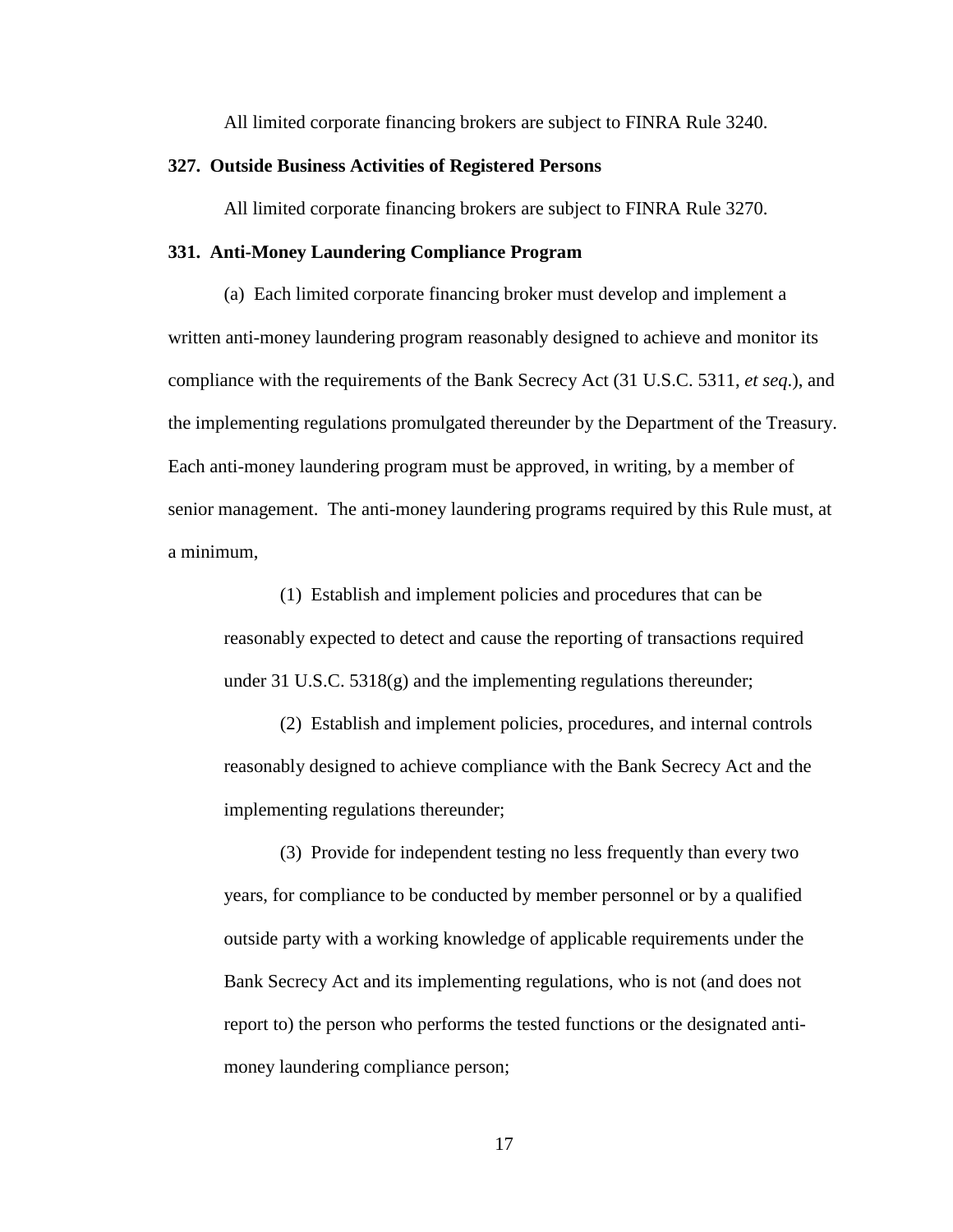All limited corporate financing brokers are subject to FINRA Rule 3240.

**327. Outside Business Activities of Registered Persons**

All limited corporate financing brokers are subject to FINRA Rule 3270.

**331. Anti-Money Laundering Compliance Program**

(a) Each limited corporate financing broker must develop and implement a written anti-money laundering program reasonably designed to achieve and monitor its compliance with the requirements of the Bank Secrecy Act (31 U.S.C. 5311, *et seq*.), and the implementing regulations promulgated thereunder by the Department of the Treasury. Each anti-money laundering program must be approved, in writing, by a member of senior management. The anti-money laundering programs required by this Rule must, at a minimum,

> (1) Establish and implement policies and procedures that can be reasonably expected to detect and cause the reporting of transactions required under 31 U.S.C. 5318(g) and the implementing regulations thereunder;
>
> (2) Establish and implement policies, procedures, and internal controls reasonably designed to achieve compliance with the Bank Secrecy Act and the implementing regulations thereunder;
>
> (3) Provide for independent testing no less frequently than every two years, for compliance to be conducted by member personnel or by a qualified outside party with a working knowledge of applicable requirements under the Bank Secrecy Act and its implementing regulations, who is not (and does not report to) the person who performs the tested functions or the designated anti-money laundering compliance person;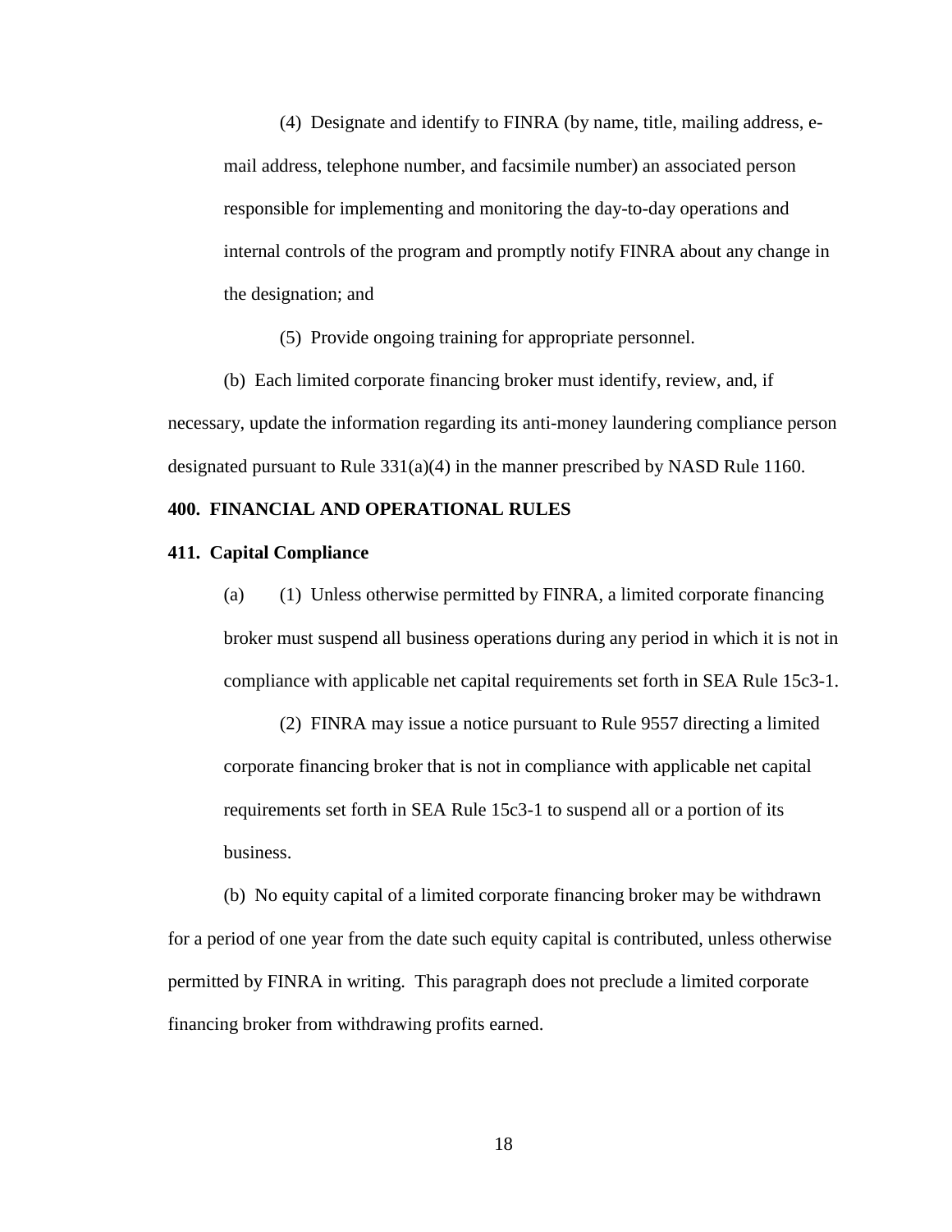(4) Designate and identify to FINRA (by name, title, mailing address, e-mail address, telephone number, and facsimile number) an associated person responsible for implementing and monitoring the day-to-day operations and internal controls of the program and promptly notify FINRA about any change in the designation; and

(5) Provide ongoing training for appropriate personnel.

(b) Each limited corporate financing broker must identify, review, and, if necessary, update the information regarding its anti-money laundering compliance person designated pursuant to Rule 331(a)(4) in the manner prescribed by NASD Rule 1160.

**400. FINANCIAL AND OPERATIONAL RULES**

**411. Capital Compliance**

(a) (1) Unless otherwise permitted by FINRA, a limited corporate financing broker must suspend all business operations during any period in which it is not in compliance with applicable net capital requirements set forth in SEA Rule 15c3-1.

(2) FINRA may issue a notice pursuant to Rule 9557 directing a limited corporate financing broker that is not in compliance with applicable net capital requirements set forth in SEA Rule 15c3-1 to suspend all or a portion of its business.

(b) No equity capital of a limited corporate financing broker may be withdrawn for a period of one year from the date such equity capital is contributed, unless otherwise permitted by FINRA in writing. This paragraph does not preclude a limited corporate financing broker from withdrawing profits earned.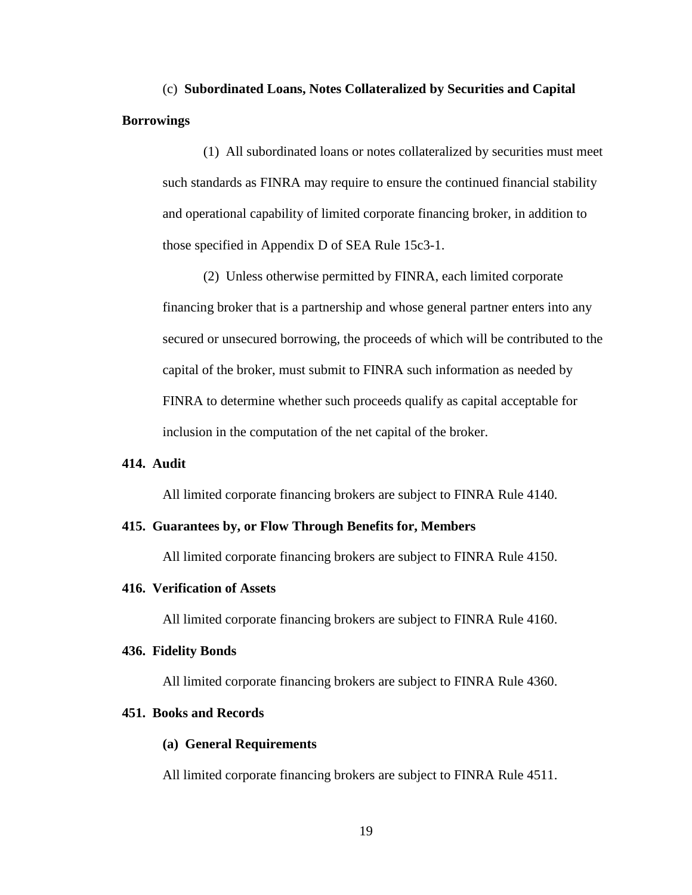(c) **Subordinated Loans, Notes Collateralized by Securities and Capital Borrowings**

(1) All subordinated loans or notes collateralized by securities must meet such standards as FINRA may require to ensure the continued financial stability and operational capability of limited corporate financing broker, in addition to those specified in Appendix D of SEA Rule 15c3-1.

(2) Unless otherwise permitted by FINRA, each limited corporate financing broker that is a partnership and whose general partner enters into any secured or unsecured borrowing, the proceeds of which will be contributed to the capital of the broker, must submit to FINRA such information as needed by FINRA to determine whether such proceeds qualify as capital acceptable for inclusion in the computation of the net capital of the broker.

**414. Audit**

All limited corporate financing brokers are subject to FINRA Rule 4140.

**415. Guarantees by, or Flow Through Benefits for, Members**

All limited corporate financing brokers are subject to FINRA Rule 4150.

**416. Verification of Assets**

All limited corporate financing brokers are subject to FINRA Rule 4160.

**436. Fidelity Bonds**

All limited corporate financing brokers are subject to FINRA Rule 4360.

**451. Books and Records**

**(a) General Requirements**

All limited corporate financing brokers are subject to FINRA Rule 4511.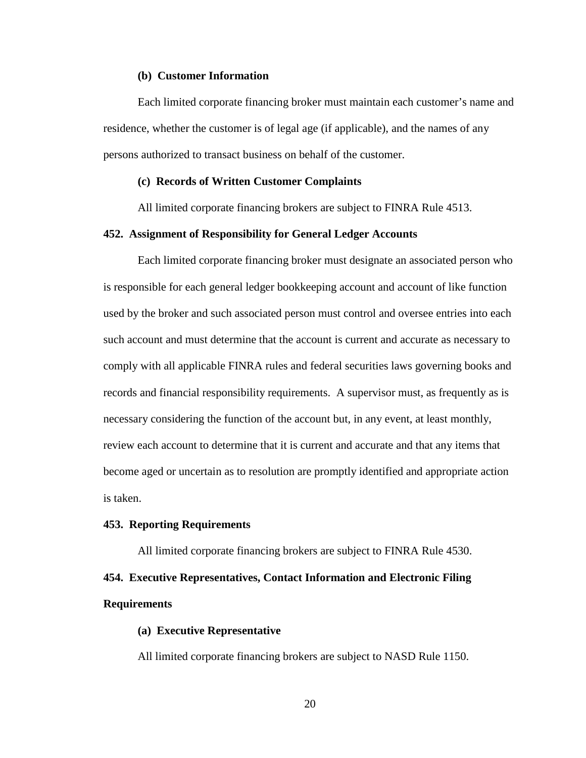**(b) Customer Information**

Each limited corporate financing broker must maintain each customer's name and residence, whether the customer is of legal age (if applicable), and the names of any persons authorized to transact business on behalf of the customer.

**(c) Records of Written Customer Complaints**

All limited corporate financing brokers are subject to FINRA Rule 4513.

**452. Assignment of Responsibility for General Ledger Accounts**

Each limited corporate financing broker must designate an associated person who is responsible for each general ledger bookkeeping account and account of like function used by the broker and such associated person must control and oversee entries into each such account and must determine that the account is current and accurate as necessary to comply with all applicable FINRA rules and federal securities laws governing books and records and financial responsibility requirements. A supervisor must, as frequently as is necessary considering the function of the account but, in any event, at least monthly, review each account to determine that it is current and accurate and that any items that become aged or uncertain as to resolution are promptly identified and appropriate action is taken.

**453. Reporting Requirements**

All limited corporate financing brokers are subject to FINRA Rule 4530.

**454. Executive Representatives, Contact Information and Electronic Filing Requirements**

**(a) Executive Representative**

All limited corporate financing brokers are subject to NASD Rule 1150.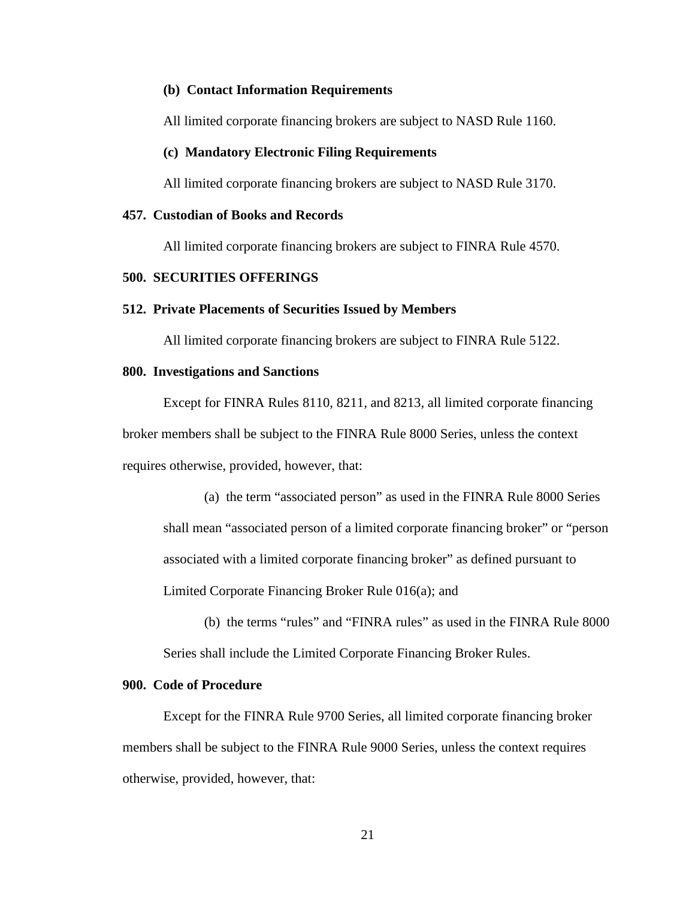**(b) Contact Information Requirements**

All limited corporate financing brokers are subject to NASD Rule 1160.

**(c) Mandatory Electronic Filing Requirements**

All limited corporate financing brokers are subject to NASD Rule 3170.

**457. Custodian of Books and Records**

All limited corporate financing brokers are subject to FINRA Rule 4570.

**500. SECURITIES OFFERINGS**

**512. Private Placements of Securities Issued by Members**

All limited corporate financing brokers are subject to FINRA Rule 5122.

**800. Investigations and Sanctions**

Except for FINRA Rules 8110, 8211, and 8213, all limited corporate financing broker members shall be subject to the FINRA Rule 8000 Series, unless the context requires otherwise, provided, however, that:

(a) the term "associated person" as used in the FINRA Rule 8000 Series shall mean "associated person of a limited corporate financing broker" or "person associated with a limited corporate financing broker" as defined pursuant to Limited Corporate Financing Broker Rule 016(a); and

(b) the terms "rules" and "FINRA rules" as used in the FINRA Rule 8000 Series shall include the Limited Corporate Financing Broker Rules.

**900. Code of Procedure**

Except for the FINRA Rule 9700 Series, all limited corporate financing broker members shall be subject to the FINRA Rule 9000 Series, unless the context requires otherwise, provided, however, that: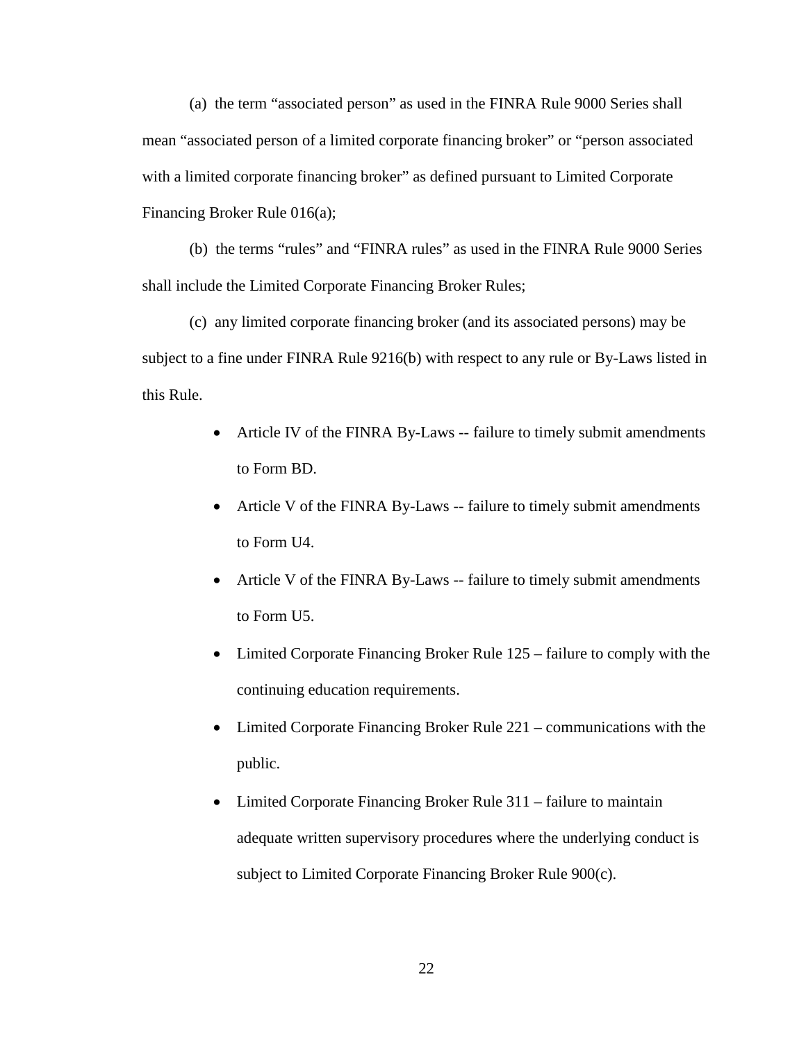(a) the term “associated person” as used in the FINRA Rule 9000 Series shall mean “associated person of a limited corporate financing broker” or “person associated with a limited corporate financing broker” as defined pursuant to Limited Corporate Financing Broker Rule 016(a);

(b) the terms “rules” and “FINRA rules” as used in the FINRA Rule 9000 Series shall include the Limited Corporate Financing Broker Rules;

(c) any limited corporate financing broker (and its associated persons) may be subject to a fine under FINRA Rule 9216(b) with respect to any rule or By-Laws listed in this Rule.

- Article IV of the FINRA By-Laws -- failure to timely submit amendments to Form BD.
- Article V of the FINRA By-Laws -- failure to timely submit amendments to Form U4.
- Article V of the FINRA By-Laws -- failure to timely submit amendments to Form U5.
- Limited Corporate Financing Broker Rule 125 – failure to comply with the continuing education requirements.
- Limited Corporate Financing Broker Rule 221 – communications with the public.
- Limited Corporate Financing Broker Rule 311 – failure to maintain adequate written supervisory procedures where the underlying conduct is subject to Limited Corporate Financing Broker Rule 900(c).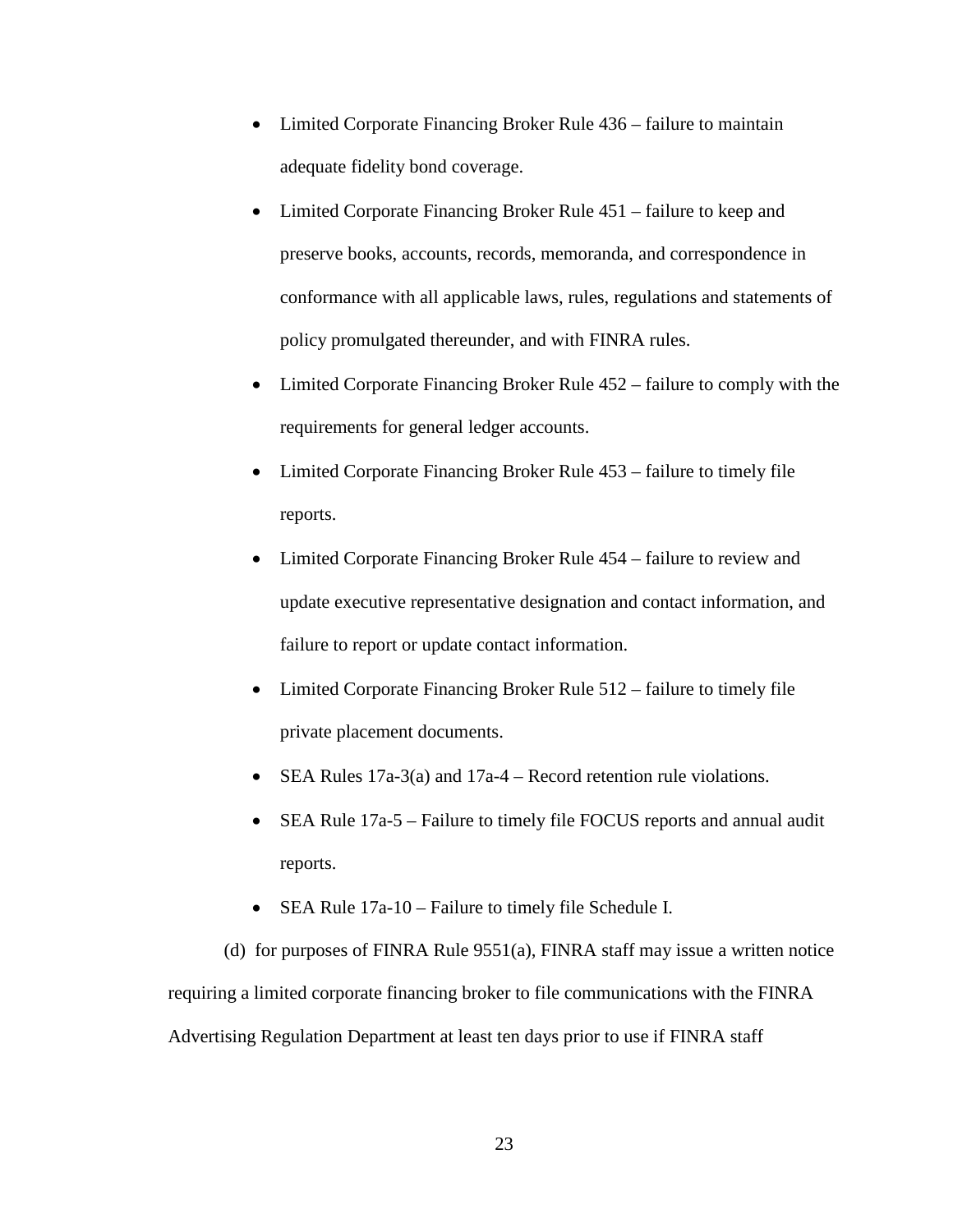- Limited Corporate Financing Broker Rule 436 – failure to maintain adequate fidelity bond coverage.
- Limited Corporate Financing Broker Rule 451 – failure to keep and preserve books, accounts, records, memoranda, and correspondence in conformance with all applicable laws, rules, regulations and statements of policy promulgated thereunder, and with FINRA rules.
- Limited Corporate Financing Broker Rule 452 – failure to comply with the requirements for general ledger accounts.
- Limited Corporate Financing Broker Rule 453 – failure to timely file reports.
- Limited Corporate Financing Broker Rule 454 – failure to review and update executive representative designation and contact information, and failure to report or update contact information.
- Limited Corporate Financing Broker Rule 512 – failure to timely file private placement documents.
- SEA Rules 17a-3(a) and 17a-4 – Record retention rule violations.
- SEA Rule 17a-5 – Failure to timely file FOCUS reports and annual audit reports.
- SEA Rule 17a-10 – Failure to timely file Schedule I.

(d) for purposes of FINRA Rule 9551(a), FINRA staff may issue a written notice requiring a limited corporate financing broker to file communications with the FINRA Advertising Regulation Department at least ten days prior to use if FINRA staff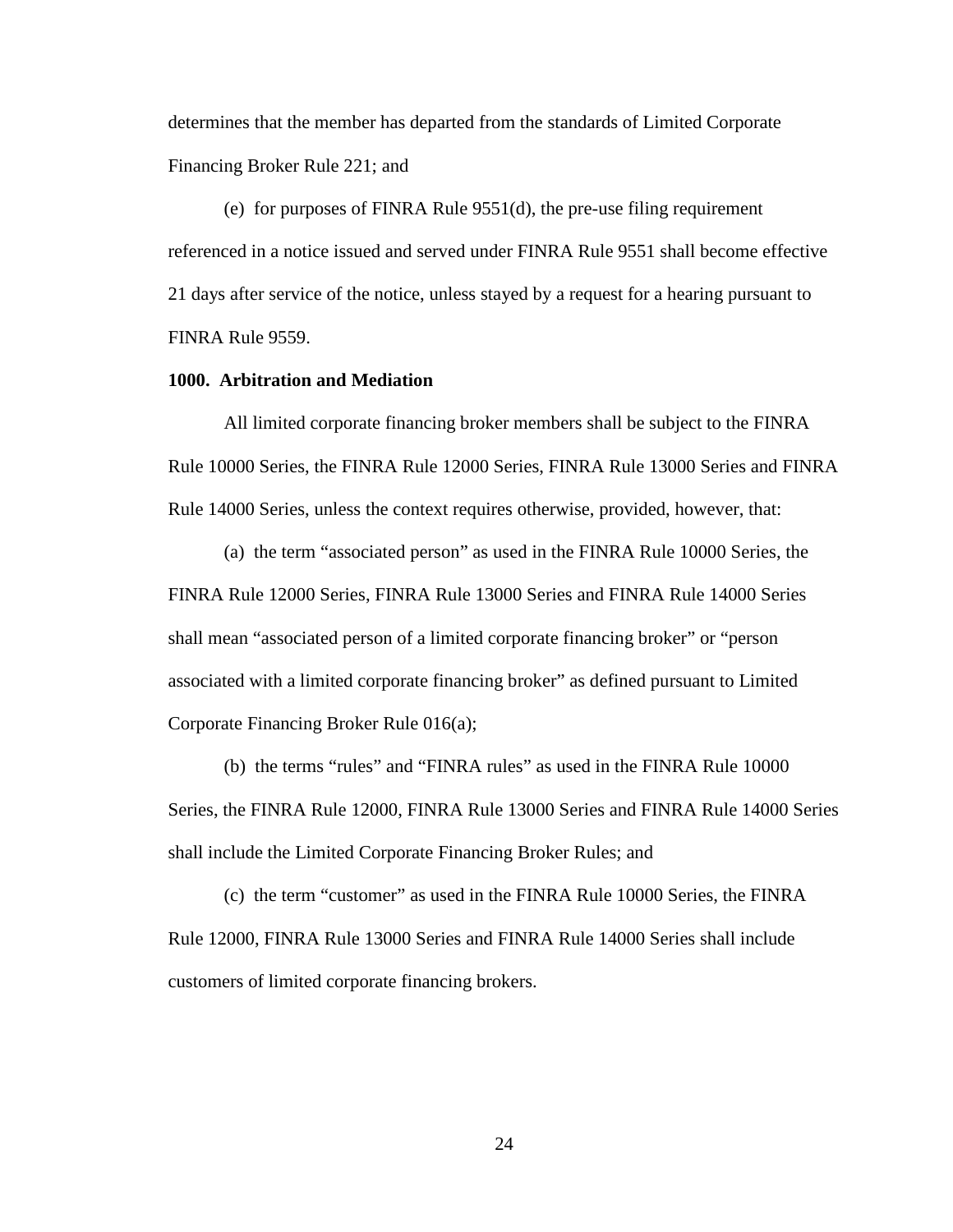determines that the member has departed from the standards of Limited Corporate Financing Broker Rule 221; and

(e) for purposes of FINRA Rule 9551(d), the pre-use filing requirement referenced in a notice issued and served under FINRA Rule 9551 shall become effective 21 days after service of the notice, unless stayed by a request for a hearing pursuant to FINRA Rule 9559.

**1000. Arbitration and Mediation**

All limited corporate financing broker members shall be subject to the FINRA Rule 10000 Series, the FINRA Rule 12000 Series, FINRA Rule 13000 Series and FINRA Rule 14000 Series, unless the context requires otherwise, provided, however, that:

(a) the term "associated person" as used in the FINRA Rule 10000 Series, the FINRA Rule 12000 Series, FINRA Rule 13000 Series and FINRA Rule 14000 Series shall mean "associated person of a limited corporate financing broker" or "person associated with a limited corporate financing broker" as defined pursuant to Limited Corporate Financing Broker Rule 016(a);

(b) the terms "rules" and "FINRA rules" as used in the FINRA Rule 10000 Series, the FINRA Rule 12000, FINRA Rule 13000 Series and FINRA Rule 14000 Series shall include the Limited Corporate Financing Broker Rules; and

(c) the term "customer" as used in the FINRA Rule 10000 Series, the FINRA Rule 12000, FINRA Rule 13000 Series and FINRA Rule 14000 Series shall include customers of limited corporate financing brokers.